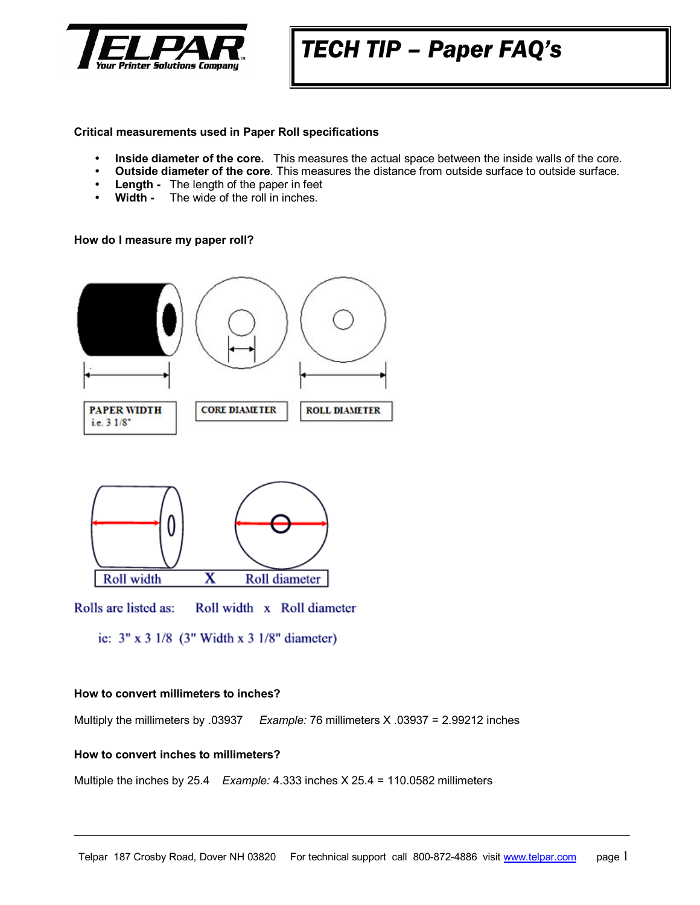# TECH TIP – Paper FAQ's

**Critical measurements used in Paper Roll specifications**

- **Inside diameter of the core.** This measures the actual space between the inside walls of the core.
- **Outside diameter of the core**. This measures the distance from outside surface to outside surface.
- **Length -** The length of the paper in feet
- **Width -** The wide of the roll in inches.

**How do I measure my paper roll?**

PAPER WIDTH i.e. 3 1/8"

CORE DIAMETER

ROLL DIAMETER

Roll width X Roll diameter

Rolls are listed as: Roll width x Roll diameter

ie: 3" x 3 1/8 (3" Width x 3 1/8" diameter)

**How to convert millimeters to inches?**

Multiply the millimeters by .03937 *Example:* 76 millimeters X .03937 = 2.99212 inches

**How to convert inches to millimeters?**

Multiple the inches by 25.4 *Example:* 4.333 inches X 25.4 = 110.0582 millimeters

Telpar 187 Crosby Road, Dover NH 03820 For technical support call 800-872-4886 visit www.telpar.com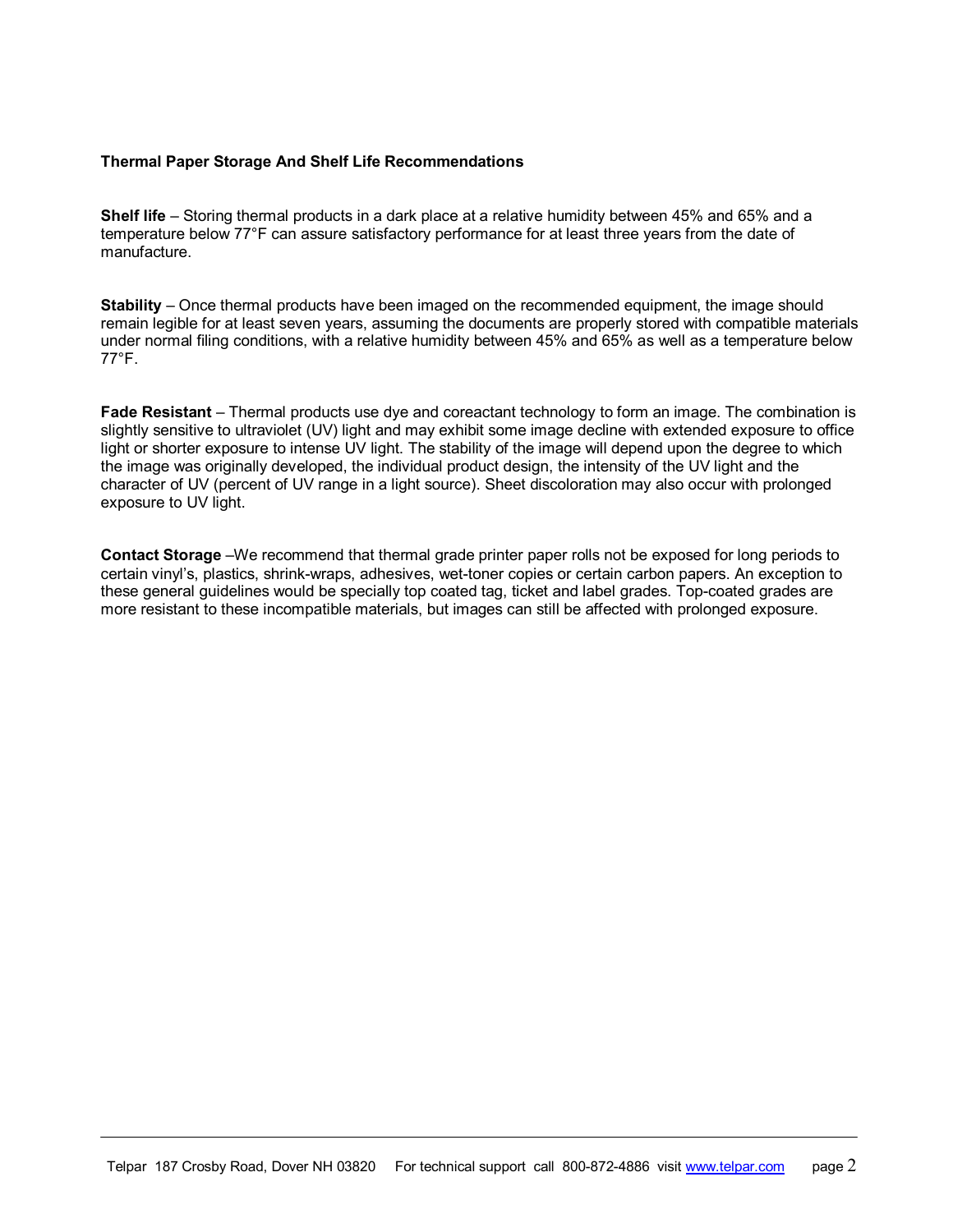**Thermal Paper Storage And Shelf Life Recommendations**

**Shelf life** – Storing thermal products in a dark place at a relative humidity between 45% and 65% and a temperature below 77°F can assure satisfactory performance for at least three years from the date of manufacture.

**Stability** – Once thermal products have been imaged on the recommended equipment, the image should remain legible for at least seven years, assuming the documents are properly stored with compatible materials under normal filing conditions, with a relative humidity between 45% and 65% as well as a temperature below 77°F.

**Fade Resistant** – Thermal products use dye and coreactant technology to form an image. The combination is slightly sensitive to ultraviolet (UV) light and may exhibit some image decline with extended exposure to office light or shorter exposure to intense UV light. The stability of the image will depend upon the degree to which the image was originally developed, the individual product design, the intensity of the UV light and the character of UV (percent of UV range in a light source). Sheet discoloration may also occur with prolonged exposure to UV light.

**Contact Storage** –We recommend that thermal grade printer paper rolls not be exposed for long periods to certain vinyl's, plastics, shrink-wraps, adhesives, wet-toner copies or certain carbon papers. An exception to these general guidelines would be specially top coated tag, ticket and label grades. Top-coated grades are more resistant to these incompatible materials, but images can still be affected with prolonged exposure.